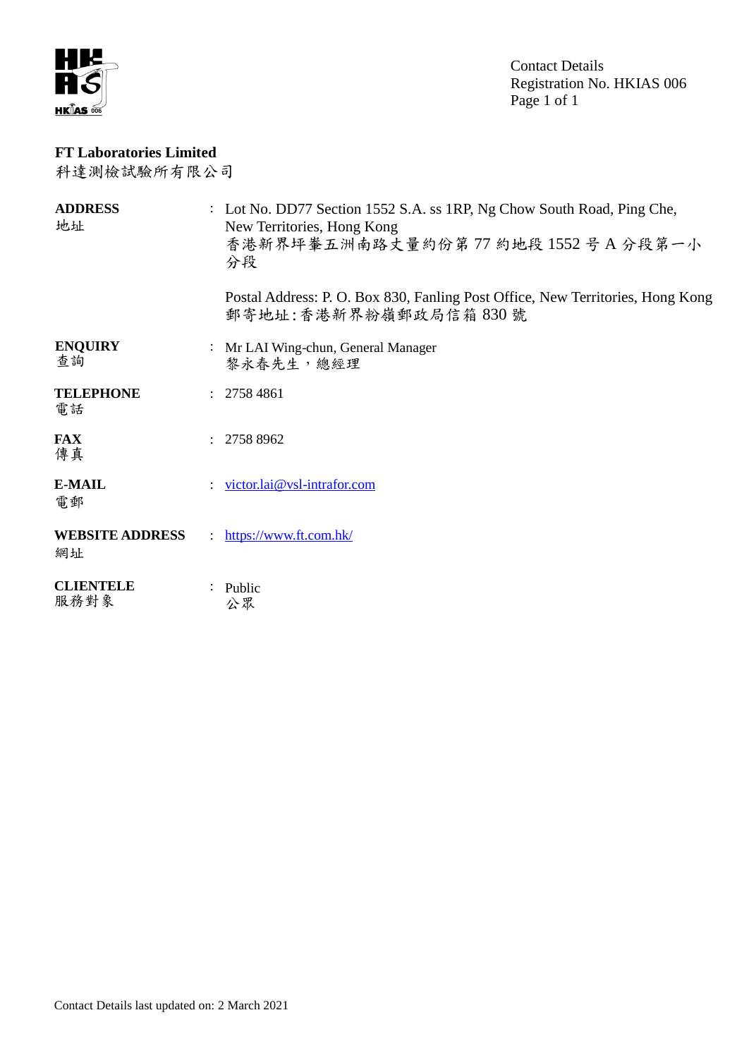Contact Details
Registration No. HKIAS 006

**FT Laboratories Limited**
科達測檢試驗所有限公司

| | | |
|---|---|---|
| **ADDRESS** 地址 | : | Lot No. DD77 Section 1552 S.A. ss 1RP, Ng Chow South Road, Ping Che, New Territories, Hong Kong<br>香港新界坪輋五洲南路丈量約份第 77 約地段 1552 号 A 分段第一小分段<br><br>Postal Address: P. O. Box 830, Fanling Post Office, New Territories, Hong Kong<br>郵寄地址:香港新界粉嶺郵政局信箱 830 號 |
| **ENQUIRY** 查詢 | : | Mr LAI Wing-chun, General Manager<br>黎永春先生，總經理 |
| **TELEPHONE** 電話 | : | 2758 4861 |
| **FAX** 傳真 | : | 2758 8962 |
| **E-MAIL** 電郵 | : | victor.lai@vsl-intrafor.com |
| **WEBSITE ADDRESS** 網址 | : | https://www.ft.com.hk/ |
| **CLIENTELE** 服務對象 | : | Public<br>公眾 |

Contact Details last updated on: 2 March 2021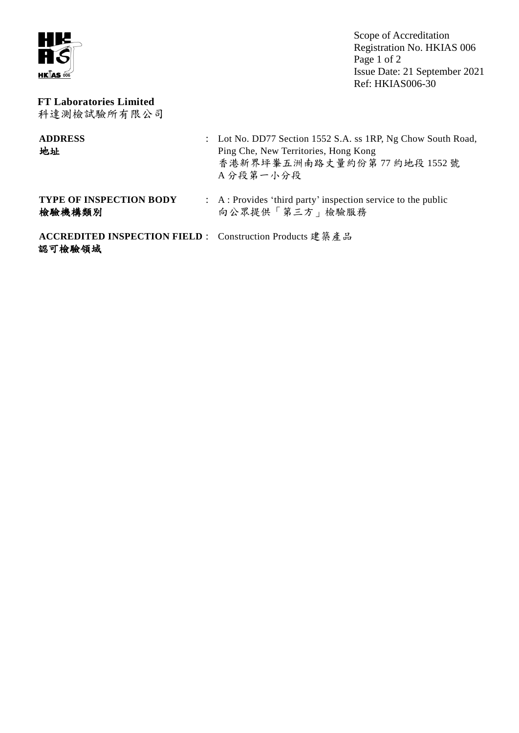Scope of Accreditation
Registration No. HKIAS 006
Issue Date: 21 September 2021
Ref: HKIAS006-30

**FT Laboratories Limited**
科達測檢試驗所有限公司

| | | |
|---|---|---|
| **ADDRESS**<br>**地址** | : | Lot No. DD77 Section 1552 S.A. ss 1RP, Ng Chow South Road, Ping Che, New Territories, Hong Kong<br>香港新界坪輋五洲南路丈量約份第 77 約地段 1552 號 A 分段第一小分段 |
| **TYPE OF INSPECTION BODY**<br>**檢驗機構類別** | : | A : Provides 'third party' inspection service to the public<br>向公眾提供「第三方」檢驗服務 |
| **ACCREDITED INSPECTION FIELD**<br>**認可檢驗領域** | : | Construction Products 建築產品 |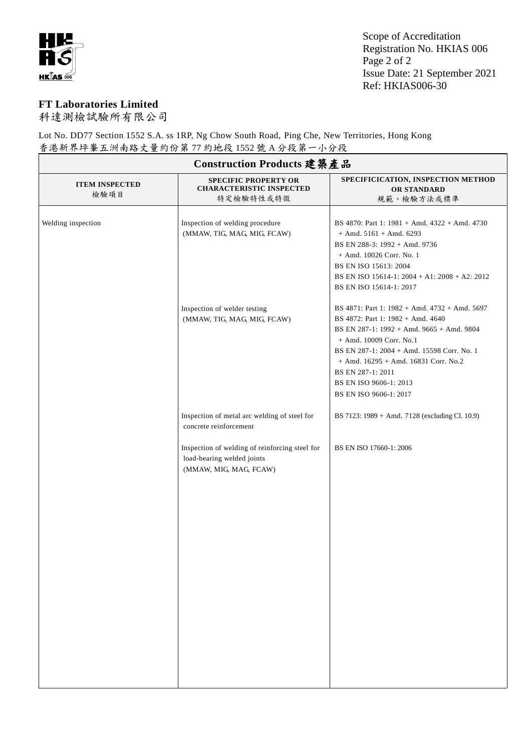**FT Laboratories Limited**
科達測檢試驗所有限公司

Lot No. DD77 Section 1552 S.A. ss 1RP, Ng Chow South Road, Ping Che, New Territories, Hong Kong
香港新界坪輋五洲南路丈量約份第 77 約地段 1552 號 A 分段第一小分段

## Construction Products 建築產品

| ITEM INSPECTED 檢驗項目 | SPECIFIC PROPERTY OR CHARACTERISTIC INSPECTED 特定檢驗特性或特徵 | SPECIFICICATION, INSPECTION METHOD OR STANDARD 規範、檢驗方法或標準 |
|---|---|---|
| Welding inspection | Inspection of welding procedure (MMAW, TIG, MAG, MIG, FCAW) | BS 4870: Part 1: 1981 + Amd. 4322 + Amd. 4730 + Amd. 5161 + Amd. 6293<br>BS EN 288-3: 1992 + Amd. 9736 + Amd. 10026 Corr. No. 1<br>BS EN ISO 15613: 2004<br>BS EN ISO 15614-1: 2004 + A1: 2008 + A2: 2012<br>BS EN ISO 15614-1: 2017 |
| | Inspection of welder testing (MMAW, TIG, MAG, MIG, FCAW) | BS 4871: Part 1: 1982 + Amd. 4732 + Amd. 5697<br>BS 4872: Part 1: 1982 + Amd. 4640<br>BS EN 287-1: 1992 + Amd. 9665 + Amd. 9804 + Amd. 10009 Corr. No.1<br>BS EN 287-1: 2004 + Amd. 15598 Corr. No. 1 + Amd. 16295 + Amd. 16831 Corr. No.2<br>BS EN 287-1: 2011<br>BS EN ISO 9606-1: 2013<br>BS EN ISO 9606-1: 2017 |
| | Inspection of metal arc welding of steel for concrete reinforcement | BS 7123: 1989 + Amd. 7128 (excluding Cl. 10.9) |
| | Inspection of welding of reinforcing steel for load-bearing welded joints (MMAW, MIG, MAG, FCAW) | BS EN ISO 17660-1: 2006 |